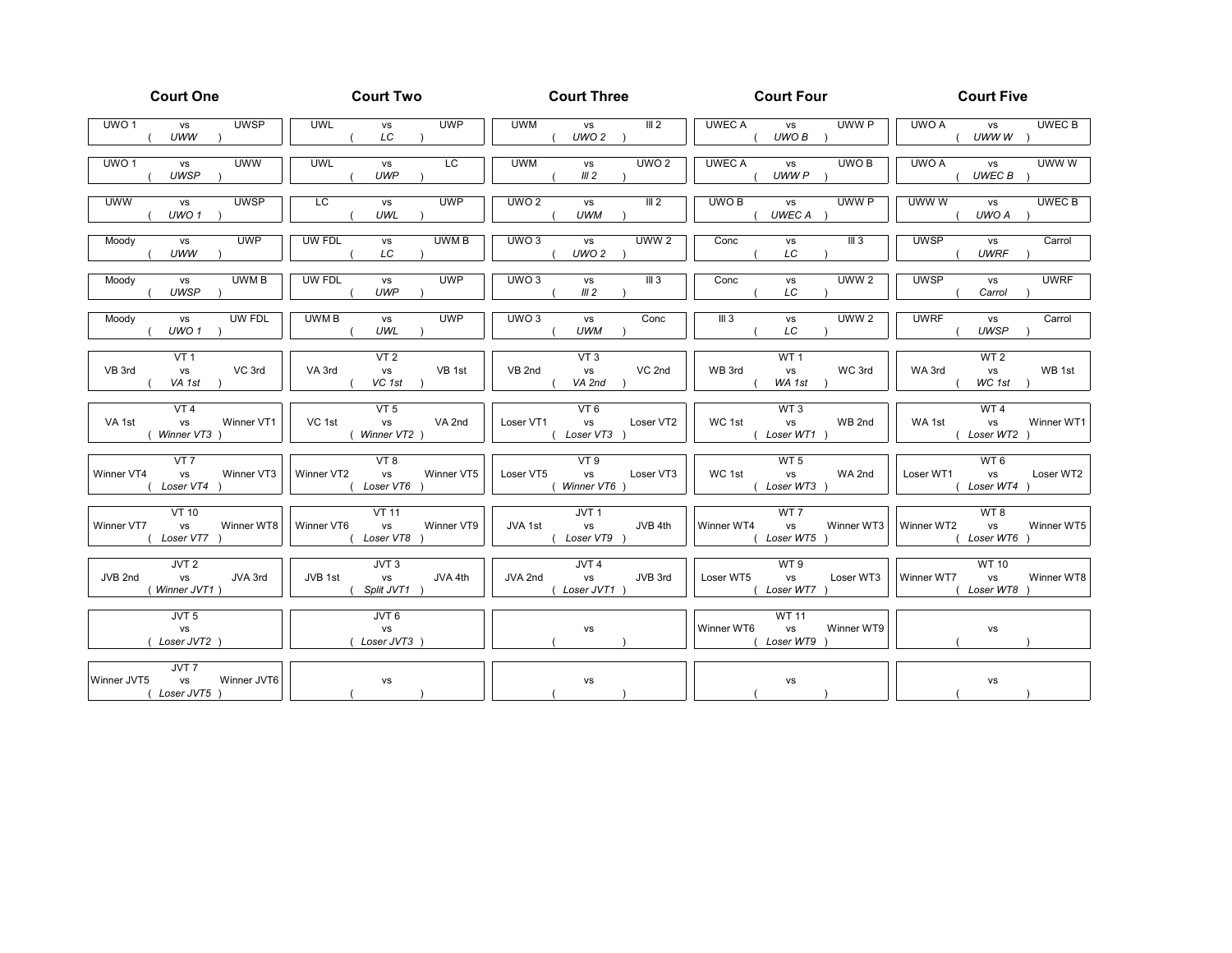| Court One | Court Two | Court Three | Court Four | Court Five |
| --- | --- | --- | --- | --- |
| UWO 1 vs UWSP ( *UWW* ) | UWL vs UWP ( *LC* ) | UWM vs III 2 ( *UWO 2* ) | UWEC A vs UWW P ( *UWO B* ) | UWO A vs UWEC B ( *UWW W* ) |
| UWO 1 vs UWW ( *UWSP* ) | UWL vs LC ( *UWP* ) | UWM vs UWO 2 ( *III 2* ) | UWEC A vs UWO B ( *UWW P* ) | UWO A vs UWW W ( *UWEC B* ) |
| UWW vs UWSP ( *UWO 1* ) | LC vs UWP ( *UWL* ) | UWO 2 vs III 2 ( *UWM* ) | UWO B vs UWW P ( *UWEC A* ) | UWW W vs UWEC B ( *UWO A* ) |
| Moody vs UWP ( *UWW* ) | UW FDL vs UWM B ( *LC* ) | UWO 3 vs UWW 2 ( *UWO 2* ) | Conc vs III 3 ( *LC* ) | UWSP vs Carrol ( *UWRF* ) |
| Moody vs UWM B ( *UWSP* ) | UW FDL vs UWP ( *UWP* ) | UWO 3 vs III 3 ( *III 2* ) | Conc vs UWW 2 ( *LC* ) | UWSP vs UWRF ( *Carrol* ) |
| Moody vs UW FDL ( *UWO 1* ) | UWM B vs UWP ( *UWL* ) | UWO 3 vs Conc ( *UWM* ) | III 3 vs UWW 2 ( *LC* ) | UWRF vs Carrol ( *UWSP* ) |
| VT 1: VB 3rd vs VC 3rd ( *VA 1st* ) | VT 2: VA 3rd vs VB 1st ( *VC 1st* ) | VT 3: VB 2nd vs VC 2nd ( *VA 2nd* ) | WT 1: WB 3rd vs WC 3rd ( *WA 1st* ) | WT 2: WA 3rd vs WB 1st ( *WC 1st* ) |
| VT 4: VA 1st vs Winner VT1 ( *Winner VT3* ) | VT 5: VC 1st vs VA 2nd ( *Winner VT2* ) | VT 6: Loser VT1 vs Loser VT2 ( *Loser VT3* ) | WT 3: WC 1st vs WB 2nd ( *Loser WT1* ) | WT 4: WA 1st vs Winner WT1 ( *Loser WT2* ) |
| VT 7: Winner VT4 vs Winner VT3 ( *Loser VT4* ) | VT 8: Winner VT2 vs Winner VT5 ( *Loser VT6* ) | VT 9: Loser VT5 vs Loser VT3 ( *Winner VT6* ) | WT 5: WC 1st vs WA 2nd ( *Loser WT3* ) | WT 6: Loser WT1 vs Loser WT2 ( *Loser WT4* ) |
| VT 10: Winner VT7 vs Winner WT8 ( *Loser VT7* ) | VT 11: Winner VT6 vs Winner VT9 ( *Loser VT8* ) | JVT 1: JVA 1st vs JVB 4th ( *Loser VT9* ) | WT 7: Winner WT4 vs Winner WT3 ( *Loser WT5* ) | WT 8: Winner WT2 vs Winner WT5 ( *Loser WT6* ) |
| JVT 2: JVB 2nd vs JVA 3rd ( *Winner JVT1* ) | JVT 3: JVB 1st vs JVA 4th ( *Split JVT1* ) | JVT 4: JVA 2nd vs JVB 3rd ( *Loser JVT1* ) | WT 9: Loser WT5 vs Loser WT3 ( *Loser WT7* ) | WT 10: Winner WT7 vs Winner WT8 ( *Loser WT8* ) |
| JVT 5: vs ( *Loser JVT2* ) | JVT 6: vs ( *Loser JVT3* ) | vs ( ) | WT 11: Winner WT6 vs Winner WT9 ( *Loser WT9* ) | vs ( ) |
| JVT 7: Winner JVT5 vs Winner JVT6 ( *Loser JVT5* ) | vs ( ) | vs ( ) | vs ( ) | vs ( ) |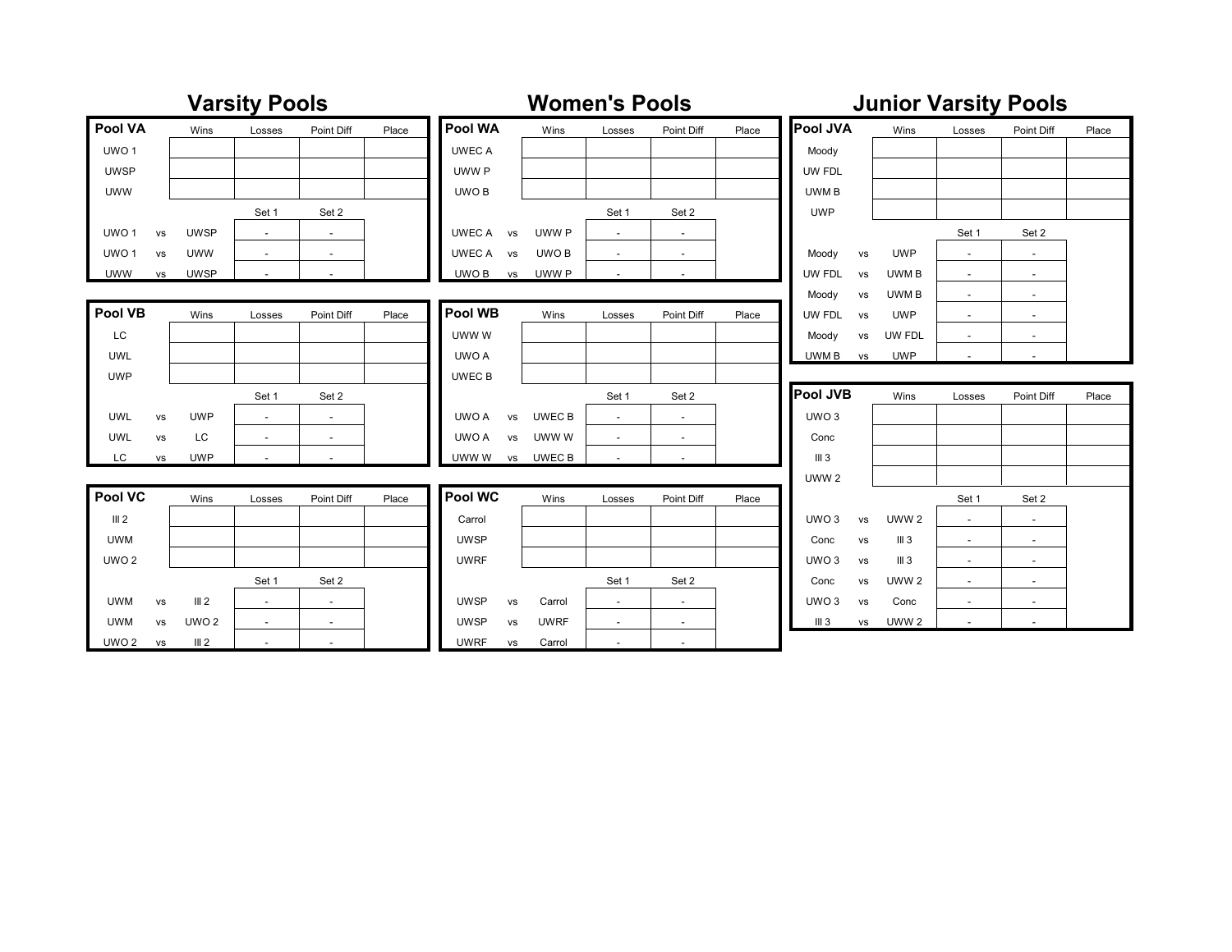## Varsity Pools

**Pool VA**

| Team | Wins | Losses | Point Diff | Place |
|---|---|---|---|---|
| UWO 1 | | | | |
| UWSP | | | | |
| UWW | | | | |

| Match | | | Set 1 | Set 2 |
|---|---|---|---|---|
| UWO 1 | vs | UWSP | - | - |
| UWO 1 | vs | UWW | - | - |
| UWW | vs | UWSP | - | - |

**Pool VB**

| Team | Wins | Losses | Point Diff | Place |
|---|---|---|---|---|
| LC | | | | |
| UWL | | | | |
| UWP | | | | |

| Match | | | Set 1 | Set 2 |
|---|---|---|---|---|
| UWL | vs | UWP | - | - |
| UWL | vs | LC | - | - |
| LC | vs | UWP | - | - |

**Pool VC**

| Team | Wins | Losses | Point Diff | Place |
|---|---|---|---|---|
| Ill 2 | | | | |
| UWM | | | | |
| UWO 2 | | | | |

| Match | | | Set 1 | Set 2 |
|---|---|---|---|---|
| UWM | vs | Ill 2 | - | - |
| UWM | vs | UWO 2 | - | - |
| UWO 2 | vs | Ill 2 | - | - |

## Women's Pools

**Pool WA**

| Team | Wins | Losses | Point Diff | Place |
|---|---|---|---|---|
| UWEC A | | | | |
| UWW P | | | | |
| UWO B | | | | |

| Match | | | Set 1 | Set 2 |
|---|---|---|---|---|
| UWEC A | vs | UWW P | - | - |
| UWEC A | vs | UWO B | - | - |
| UWO B | vs | UWW P | - | - |

**Pool WB**

| Team | Wins | Losses | Point Diff | Place |
|---|---|---|---|---|
| UWW W | | | | |
| UWO A | | | | |
| UWEC B | | | | |

| Match | | | Set 1 | Set 2 |
|---|---|---|---|---|
| UWO A | vs | UWEC B | - | - |
| UWO A | vs | UWW W | - | - |
| UWW W | vs | UWEC B | - | - |

**Pool WC**

| Team | Wins | Losses | Point Diff | Place |
|---|---|---|---|---|
| Carrol | | | | |
| UWSP | | | | |
| UWRF | | | | |

| Match | | | Set 1 | Set 2 |
|---|---|---|---|---|
| UWSP | vs | Carrol | - | - |
| UWSP | vs | UWRF | - | - |
| UWRF | vs | Carrol | - | - |

## Junior Varsity Pools

**Pool JVA**

| Team | Wins | Losses | Point Diff | Place |
|---|---|---|---|---|
| Moody | | | | |
| UW FDL | | | | |
| UWM B | | | | |
| UWP | | | | |

| Match | | | Set 1 | Set 2 |
|---|---|---|---|---|
| Moody | vs | UWP | - | - |
| UW FDL | vs | UWM B | - | - |
| Moody | vs | UWM B | - | - |
| UW FDL | vs | UWP | - | - |
| Moody | vs | UW FDL | - | - |
| UWM B | vs | UWP | - | - |

**Pool JVB**

| Team | Wins | Losses | Point Diff | Place |
|---|---|---|---|---|
| UWO 3 | | | | |
| Conc | | | | |
| Ill 3 | | | | |
| UWW 2 | | | | |

| Match | | | Set 1 | Set 2 |
|---|---|---|---|---|
| UWO 3 | vs | UWW 2 | - | - |
| Conc | vs | Ill 3 | - | - |
| UWO 3 | vs | Ill 3 | - | - |
| Conc | vs | UWW 2 | - | - |
| UWO 3 | vs | Conc | - | - |
| Ill 3 | vs | UWW 2 | - | - |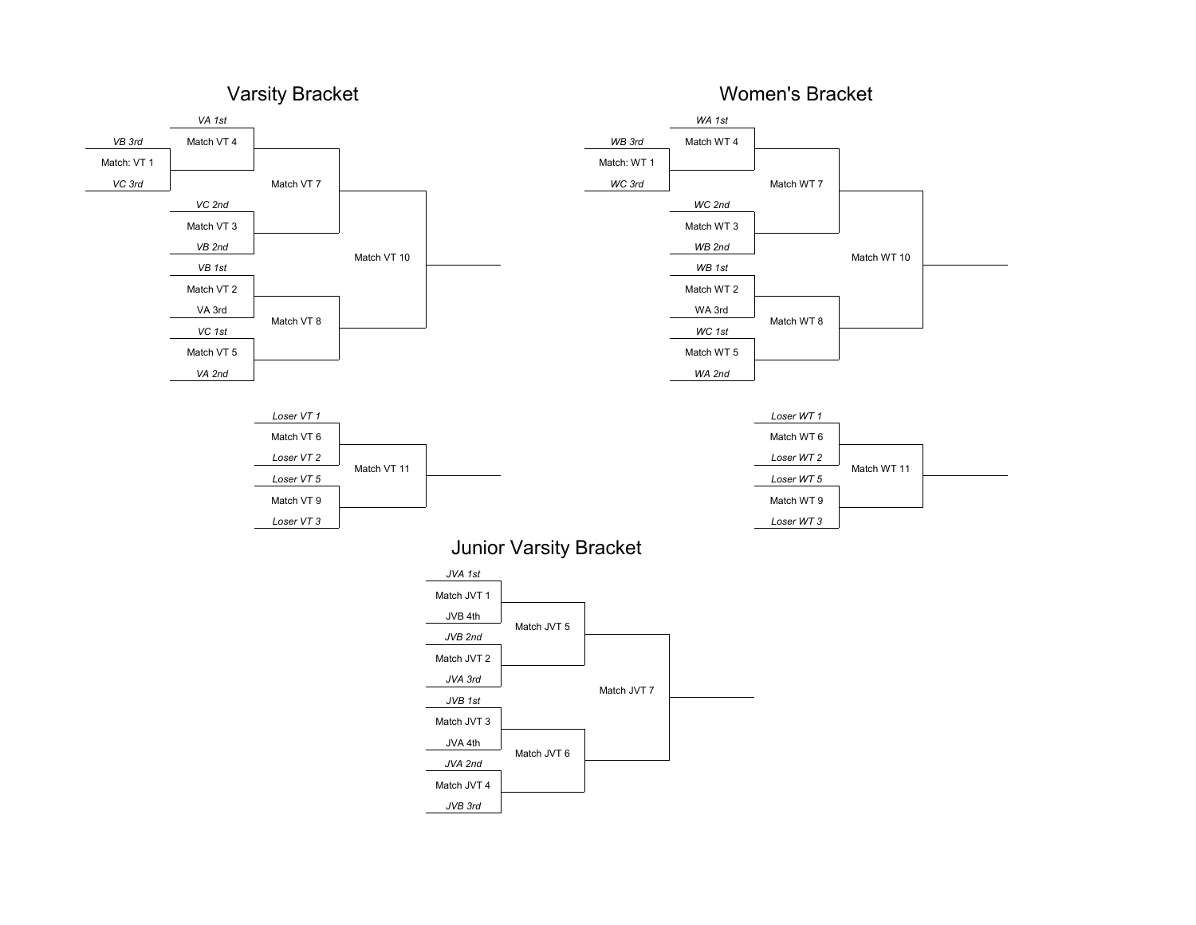## Varsity Bracket

VA 1st
Match VT 4

VB 3rd
Match: VT 1
VC 3rd

Match VT 7

VC 2nd
Match VT 3
VB 2nd

Match VT 10

VB 1st
Match VT 2
VA 3rd

Match VT 8

VC 1st
Match VT 5
VA 2nd

Loser VT 1
Match VT 6
Loser VT 2

Match VT 11

Loser VT 5
Match VT 9
Loser VT 3

## Women's Bracket

WA 1st
Match WT 4

WB 3rd
Match: WT 1
WC 3rd

Match WT 7

WC 2nd
Match WT 3
WB 2nd

Match WT 10

WB 1st
Match WT 2
WA 3rd

Match WT 8

WC 1st
Match WT 5
WA 2nd

Loser WT 1
Match WT 6
Loser WT 2

Match WT 11

Loser WT 5
Match WT 9
Loser WT 3

## Junior Varsity Bracket

JVA 1st
Match JVT 1
JVB 4th

Match JVT 5

JVB 2nd
Match JVT 2
JVA 3rd

Match JVT 7

JVB 1st
Match JVT 3
JVA 4th

Match JVT 6

JVA 2nd
Match JVT 4
JVB 3rd